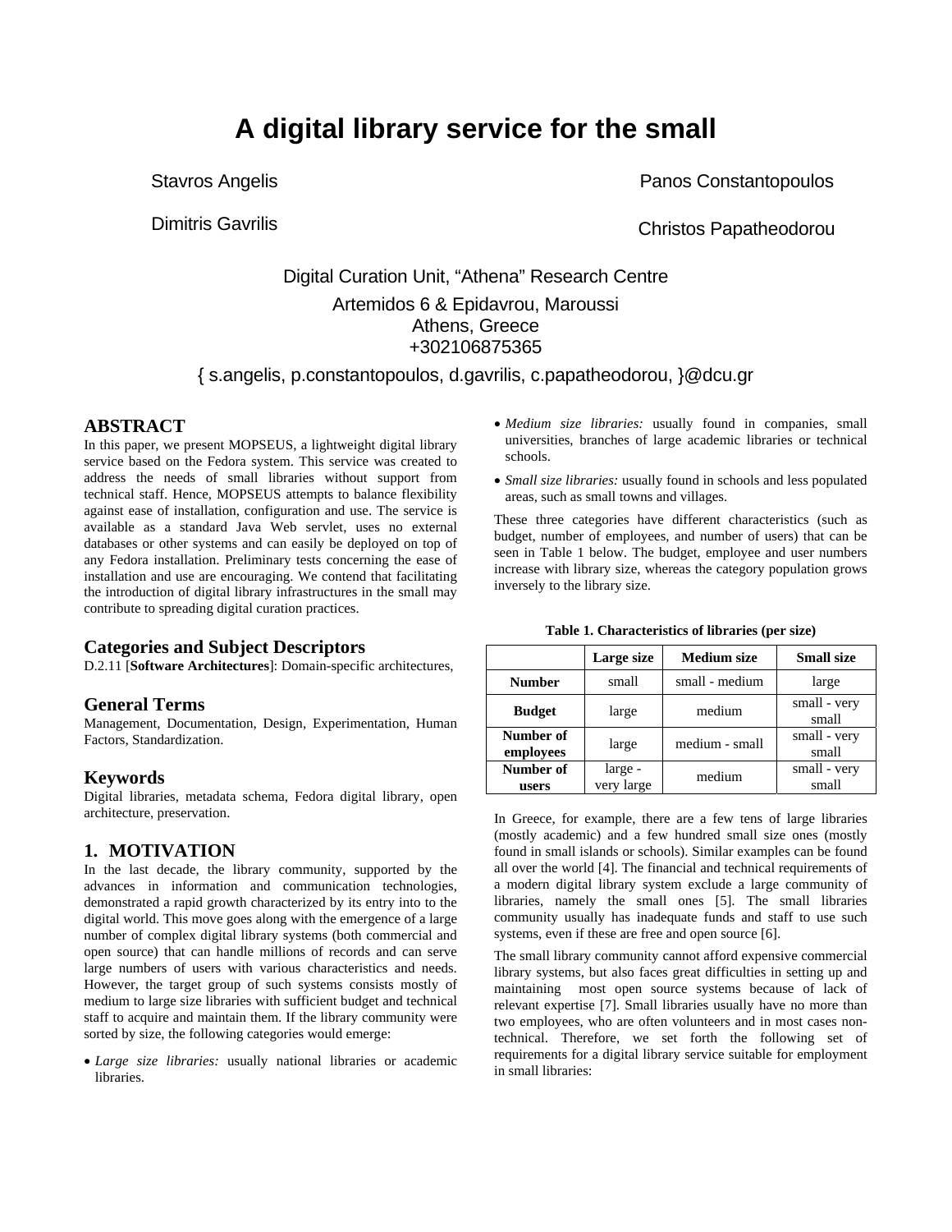# A digital library service for the small

Stavros Angelis

Dimitris Gavrilis

Panos Constantopoulos

Christos Papatheodorou

Digital Curation Unit, "Athena" Research Centre
Artemidos 6 & Epidavrou, Maroussi
Athens, Greece
+302106875365

{ s.angelis, p.constantopoulos, d.gavrilis, c.papatheodorou, }@dcu.gr

## ABSTRACT

In this paper, we present MOPSEUS, a lightweight digital library service based on the Fedora system. This service was created to address the needs of small libraries without support from technical staff. Hence, MOPSEUS attempts to balance flexibility against ease of installation, configuration and use. The service is available as a standard Java Web servlet, uses no external databases or other systems and can easily be deployed on top of any Fedora installation. Preliminary tests concerning the ease of installation and use are encouraging. We contend that facilitating the introduction of digital library infrastructures in the small may contribute to spreading digital curation practices.

## Categories and Subject Descriptors

D.2.11 [**Software Architectures**]: Domain-specific architectures,

## General Terms

Management, Documentation, Design, Experimentation, Human Factors, Standardization.

## Keywords

Digital libraries, metadata schema, Fedora digital library, open architecture, preservation.

## 1. MOTIVATION

In the last decade, the library community, supported by the advances in information and communication technologies, demonstrated a rapid growth characterized by its entry into to the digital world. This move goes along with the emergence of a large number of complex digital library systems (both commercial and open source) that can handle millions of records and can serve large numbers of users with various characteristics and needs. However, the target group of such systems consists mostly of medium to large size libraries with sufficient budget and technical staff to acquire and maintain them. If the library community were sorted by size, the following categories would emerge:

- *Large size libraries:* usually national libraries or academic libraries.
- *Medium size libraries:* usually found in companies, small universities, branches of large academic libraries or technical schools.
- *Small size libraries:* usually found in schools and less populated areas, such as small towns and villages.

These three categories have different characteristics (such as budget, number of employees, and number of users) that can be seen in Table 1 below. The budget, employee and user numbers increase with library size, whereas the category population grows inversely to the library size.

**Table 1. Characteristics of libraries (per size)**

| | Large size | Medium size | Small size |
|---|---|---|---|
| **Number** | small | small - medium | large |
| **Budget** | large | medium | small - very small |
| **Number of employees** | large | medium - small | small - very small |
| **Number of users** | large - very large | medium | small - very small |

In Greece, for example, there are a few tens of large libraries (mostly academic) and a few hundred small size ones (mostly found in small islands or schools). Similar examples can be found all over the world [4]. The financial and technical requirements of a modern digital library system exclude a large community of libraries, namely the small ones [5]. The small libraries community usually has inadequate funds and staff to use such systems, even if these are free and open source [6].

The small library community cannot afford expensive commercial library systems, but also faces great difficulties in setting up and maintaining most open source systems because of lack of relevant expertise [7]. Small libraries usually have no more than two employees, who are often volunteers and in most cases non-technical. Therefore, we set forth the following set of requirements for a digital library service suitable for employment in small libraries: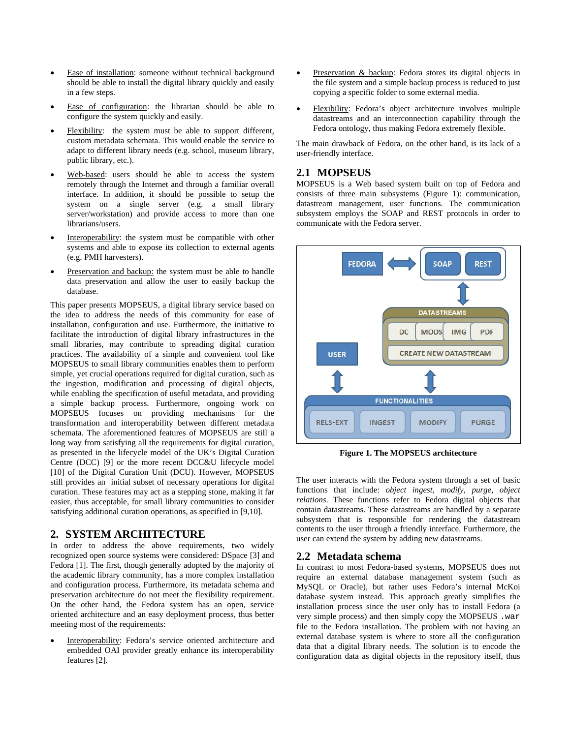- Ease of installation: someone without technical background should be able to install the digital library quickly and easily in a few steps.
- Ease of configuration: the librarian should be able to configure the system quickly and easily.
- Flexibility: the system must be able to support different, custom metadata schemata. This would enable the service to adapt to different library needs (e.g. school, museum library, public library, etc.).
- Web-based: users should be able to access the system remotely through the Internet and through a familiar overall interface. In addition, it should be possible to setup the system on a single server (e.g. a small library server/workstation) and provide access to more than one librarians/users.
- Interoperability: the system must be compatible with other systems and able to expose its collection to external agents (e.g. PMH harvesters).
- Preservation and backup: the system must be able to handle data preservation and allow the user to easily backup the database.

This paper presents MOPSEUS, a digital library service based on the idea to address the needs of this community for ease of installation, configuration and use. Furthermore, the initiative to facilitate the introduction of digital library infrastructures in the small libraries, may contribute to spreading digital curation practices. The availability of a simple and convenient tool like MOPSEUS to small library communities enables them to perform simple, yet crucial operations required for digital curation, such as the ingestion, modification and processing of digital objects, while enabling the specification of useful metadata, and providing a simple backup process. Furthermore, ongoing work on MOPSEUS focuses on providing mechanisms for the transformation and interoperability between different metadata schemata. The aforementioned features of MOPSEUS are still a long way from satisfying all the requirements for digital curation, as presented in the lifecycle model of the UK's Digital Curation Centre (DCC) [9] or the more recent DCC&U lifecycle model [10] of the Digital Curation Unit (DCU). However, MOPSEUS still provides an initial subset of necessary operations for digital curation. These features may act as a stepping stone, making it far easier, thus acceptable, for small library communities to consider satisfying additional curation operations, as specified in [9,10].

## 2. SYSTEM ARCHITECTURE

In order to address the above requirements, two widely recognized open source systems were considered: DSpace [3] and Fedora [1]. The first, though generally adopted by the majority of the academic library community, has a more complex installation and configuration process. Furthermore, its metadata schema and preservation architecture do not meet the flexibility requirement. On the other hand, the Fedora system has an open, service oriented architecture and an easy deployment process, thus better meeting most of the requirements:

- Interoperability: Fedora's service oriented architecture and embedded OAI provider greatly enhance its interoperability features [2].
- Preservation & backup: Fedora stores its digital objects in the file system and a simple backup process is reduced to just copying a specific folder to some external media.
- Flexibility: Fedora's object architecture involves multiple datastreams and an interconnection capability through the Fedora ontology, thus making Fedora extremely flexible.

The main drawback of Fedora, on the other hand, is its lack of a user-friendly interface.

### 2.1 MOPSEUS

MOPSEUS is a Web based system built on top of Fedora and consists of three main subsystems (Figure 1): communication, datastream management, user functions. The communication subsystem employs the SOAP and REST protocols in order to communicate with the Fedora server.

**Figure 1. The MOPSEUS architecture**

The user interacts with the Fedora system through a set of basic functions that include: *object ingest*, *modify*, *purge*, *object relations*. These functions refer to Fedora digital objects that contain datastreams. These datastreams are handled by a separate subsystem that is responsible for rendering the datastream contents to the user through a friendly interface. Furthermore, the user can extend the system by adding new datastreams.

### 2.2 Metadata schema

In contrast to most Fedora-based systems, MOPSEUS does not require an external database management system (such as MySQL or Oracle), but rather uses Fedora's internal McKoi database system instead. This approach greatly simplifies the installation process since the user only has to install Fedora (a very simple process) and then simply copy the MOPSEUS `.war` file to the Fedora installation. The problem with not having an external database system is where to store all the configuration data that a digital library needs. The solution is to encode the configuration data as digital objects in the repository itself, thus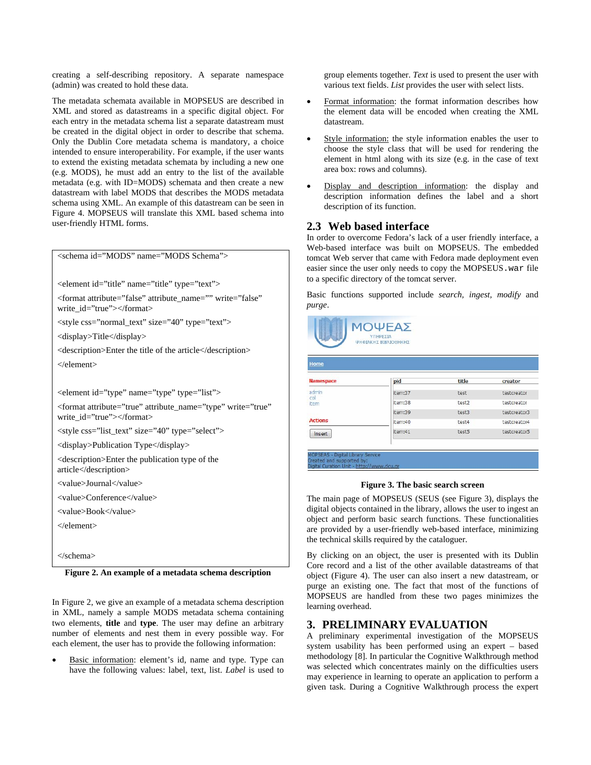creating a self-describing repository. A separate namespace (admin) was created to hold these data.

The metadata schemata available in MOPSEUS are described in XML and stored as datastreams in a specific digital object. For each entry in the metadata schema list a separate datastream must be created in the digital object in order to describe that schema. Only the Dublin Core metadata schema is mandatory, a choice intended to ensure interoperability. For example, if the user wants to extend the existing metadata schemata by including a new one (e.g. MODS), he must add an entry to the list of the available metadata (e.g. with ID=MODS) schemata and then create a new datastream with label MODS that describes the MODS metadata schema using XML. An example of this datastream can be seen in Figure 4. MOPSEUS will translate this XML based schema into user-friendly HTML forms.

```
<schema id="MODS" name="MODS Schema">

<element id="title" name="title" type="text">
<format attribute="false" attribute_name="" write="false" write_id="true"></format>
<style css="normal_text" size="40" type="text">
<display>Title</display>
<description>Enter the title of the article</description>
</element>

<element id="type" name="type" type="list">
<format attribute="true" attribute_name="type" write="true" write_id="true"></format>
<style css="list_text" size="40" type="select">
<display>Publication Type</display>
<description>Enter the publication type of the article</description>
<value>Journal</value>
<value>Conference</value>
<value>Book</value>
</element>

</schema>
```

**Figure 2. An example of a metadata schema description**

In Figure 2, we give an example of a metadata schema description in XML, namely a sample MODS metadata schema containing two elements, **title** and **type**. The user may define an arbitrary number of elements and nest them in every possible way. For each element, the user has to provide the following information:

- Basic information: element's id, name and type. Type can have the following values: label, text, list. *Label* is used to group elements together. *Text* is used to present the user with various text fields. *List* provides the user with select lists.
- Format information: the format information describes how the element data will be encoded when creating the XML datastream.
- Style information: the style information enables the user to choose the style class that will be used for rendering the element in html along with its size (e.g. in the case of text area box: rows and columns).
- Display and description information: the display and description information defines the label and a short description of its function.

## 2.3 Web based interface

In order to overcome Fedora's lack of a user friendly interface, a Web-based interface was built on MOPSEUS. The embedded tomcat Web server that came with Fedora made deployment even easier since the user only needs to copy the MOPSEUS`.war` file to a specific directory of the tomcat server.

Basic functions supported include *search*, *ingest*, *modify* and *purge*.

**Figure 3. The basic search screen**

The main page of MOPSEUS (SEUS (see Figure 3), displays the digital objects contained in the library, allows the user to ingest an object and perform basic search functions. These functionalities are provided by a user-friendly web-based interface, minimizing the technical skills required by the cataloguer.

By clicking on an object, the user is presented with its Dublin Core record and a list of the other available datastreams of that object (Figure 4). The user can also insert a new datastream, or purge an existing one. The fact that most of the functions of MOPSEUS are handled from these two pages minimizes the learning overhead.

# 3. PRELIMINARY EVALUATION

A preliminary experimental investigation of the MOPSEUS system usability has been performed using an expert – based methodology [8]. In particular the Cognitive Walkthrough method was selected which concentrates mainly on the difficulties users may experience in learning to operate an application to perform a given task. During a Cognitive Walkthrough process the expert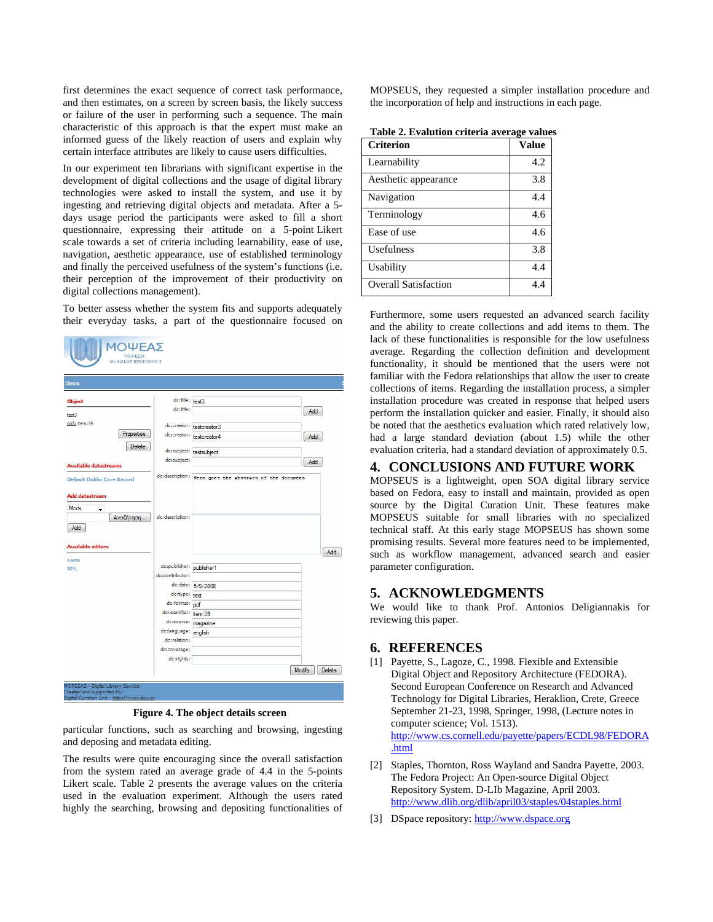first determines the exact sequence of correct task performance, and then estimates, on a screen by screen basis, the likely success or failure of the user in performing such a sequence. The main characteristic of this approach is that the expert must make an informed guess of the likely reaction of users and explain why certain interface attributes are likely to cause users difficulties.

In our experiment ten librarians with significant expertise in the development of digital collections and the usage of digital library technologies were asked to install the system, and use it by ingesting and retrieving digital objects and metadata. After a 5-days usage period the participants were asked to fill a short questionnaire, expressing their attitude on a 5-point Likert scale towards a set of criteria including learnability, ease of use, navigation, aesthetic appearance, use of established terminology and finally the perceived usefulness of the system's functions (i.e. their perception of the improvement of their productivity on digital collections management).

To better assess whether the system fits and supports adequately their everyday tasks, a part of the questionnaire focused on particular functions, such as searching and browsing, ingesting and deposing and metadata editing.

**Figure 4. The object details screen**

The results were quite encouraging since the overall satisfaction from the system rated an average grade of 4.4 in the 5-points Likert scale. Table 2 presents the average values on the criteria used in the evaluation experiment. Although the users rated highly the searching, browsing and depositing functionalities of MOPSEUS, they requested a simpler installation procedure and the incorporation of help and instructions in each page.

**Table 2. Evalution criteria average values**

| Criterion | Value |
|---|---|
| Learnability | 4.2 |
| Aesthetic appearance | 3.8 |
| Navigation | 4.4 |
| Terminology | 4.6 |
| Ease of use | 4.6 |
| Usefulness | 3.8 |
| Usability | 4.4 |
| Overall Satisfaction | 4.4 |

Furthermore, some users requested an advanced search facility and the ability to create collections and add items to them. The lack of these functionalities is responsible for the low usefulness average. Regarding the collection definition and development functionality, it should be mentioned that the users were not familiar with the Fedora relationships that allow the user to create collections of items. Regarding the installation process, a simpler installation procedure was created in response that helped users perform the installation quicker and easier. Finally, it should also be noted that the aesthetics evaluation which rated relatively low, had a large standard deviation (about 1.5) while the other evaluation criteria, had a standard deviation of approximately 0.5.

# 4. CONCLUSIONS AND FUTURE WORK

MOPSEUS is a lightweight, open SOA digital library service based on Fedora, easy to install and maintain, provided as open source by the Digital Curation Unit. These features make MOPSEUS suitable for small libraries with no specialized technical staff. At this early stage MOPSEUS has shown some promising results. Several more features need to be implemented, such as workflow management, advanced search and easier parameter configuration.

# 5. ACKNOWLEDGMENTS

We would like to thank Prof. Antonios Deligiannakis for reviewing this paper.

# 6. REFERENCES

[1] Payette, S., Lagoze, C., 1998. Flexible and Extensible Digital Object and Repository Architecture (FEDORA). Second European Conference on Research and Advanced Technology for Digital Libraries, Heraklion, Crete, Greece September 21-23, 1998, Springer, 1998, (Lecture notes in computer science; Vol. 1513). http://www.cs.cornell.edu/payette/papers/ECDL98/FEDORA.html

[2] Staples, Thornton, Ross Wayland and Sandra Payette, 2003. The Fedora Project: An Open-source Digital Object Repository System. D-LIb Magazine, April 2003. http://www.dlib.org/dlib/april03/staples/04staples.html

[3] DSpace repository: http://www.dspace.org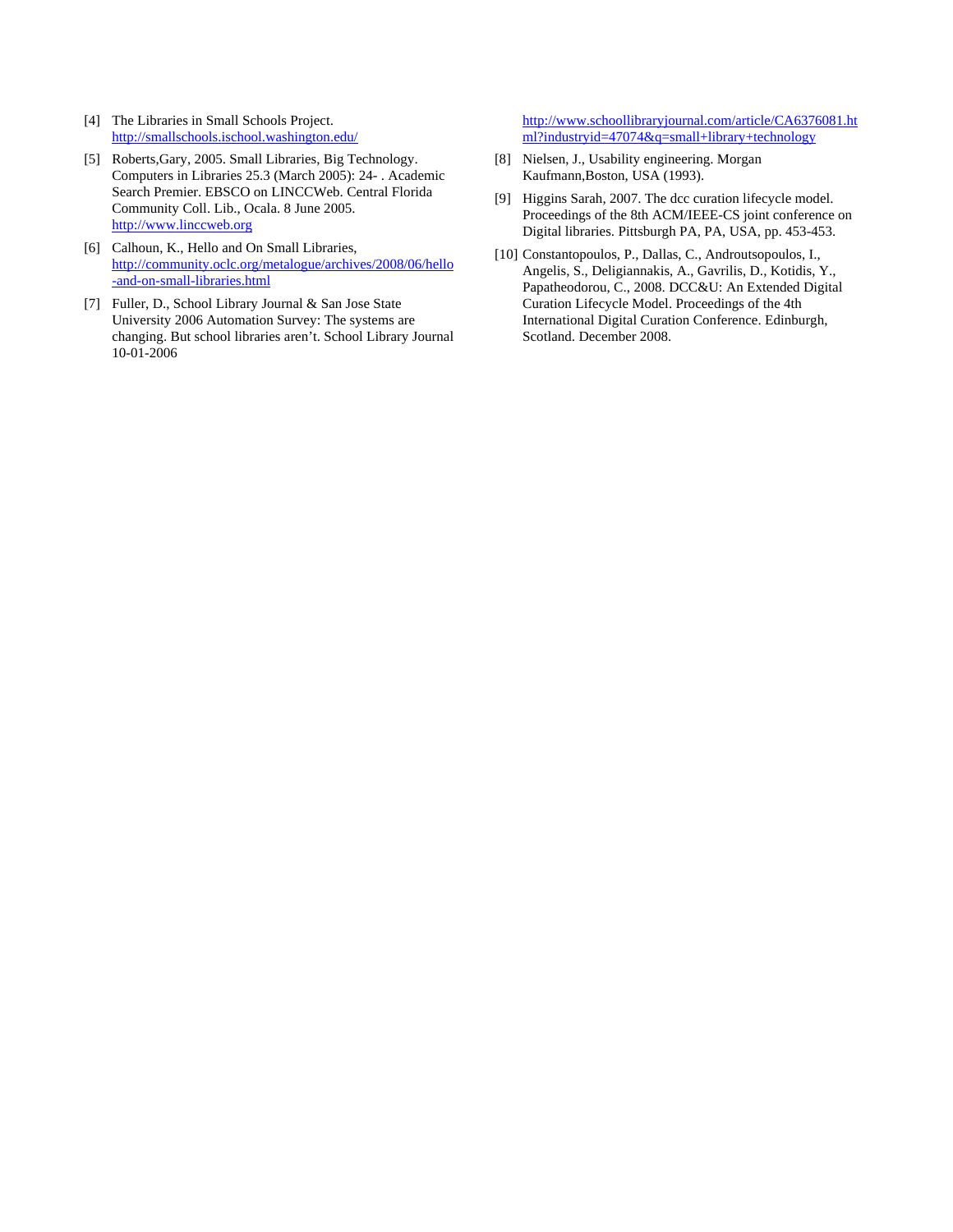[4] The Libraries in Small Schools Project. http://smallschools.ischool.washington.edu/

[5] Roberts,Gary, 2005. Small Libraries, Big Technology. Computers in Libraries 25.3 (March 2005): 24- . Academic Search Premier. EBSCO on LINCCWeb. Central Florida Community Coll. Lib., Ocala. 8 June 2005. http://www.linccweb.org

[6] Calhoun, K., Hello and On Small Libraries, http://community.oclc.org/metalogue/archives/2008/06/hello-and-on-small-libraries.html

[7] Fuller, D., School Library Journal & San Jose State University 2006 Automation Survey: The systems are changing. But school libraries aren't. School Library Journal 10-01-2006 http://www.schoollibraryjournal.com/article/CA6376081.html?industryid=47074&q=small+library+technology

[8] Nielsen, J., Usability engineering. Morgan Kaufmann,Boston, USA (1993).

[9] Higgins Sarah, 2007. The dcc curation lifecycle model. Proceedings of the 8th ACM/IEEE-CS joint conference on Digital libraries. Pittsburgh PA, PA, USA, pp. 453-453.

[10] Constantopoulos, P., Dallas, C., Androutsopoulos, I., Angelis, S., Deligiannakis, A., Gavrilis, D., Kotidis, Y., Papatheodorou, C., 2008. DCC&U: An Extended Digital Curation Lifecycle Model. Proceedings of the 4th International Digital Curation Conference. Edinburgh, Scotland. December 2008.